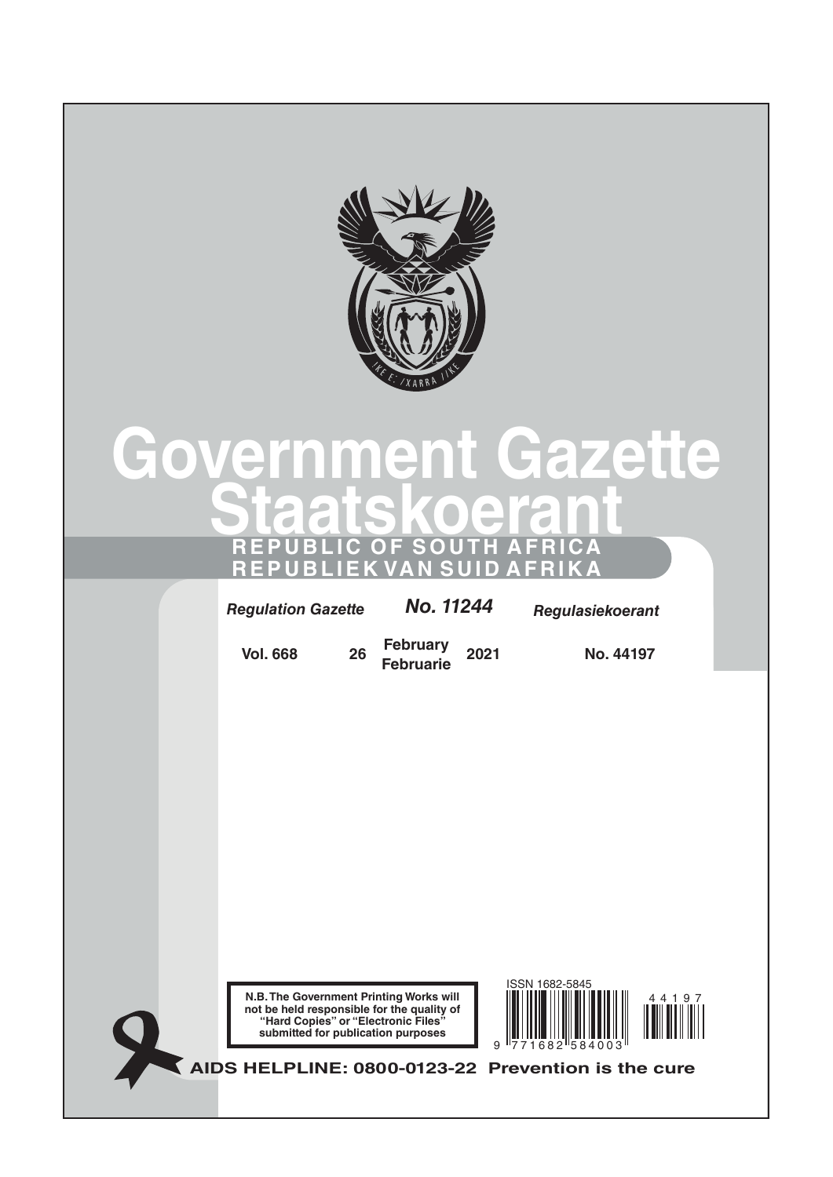# Government Gazette

# Staatskoerant

**REPUBLIC OF SOUTH AFRICA**

**REPUBLIEK VAN SUID AFRIKA**

| *Regulation Gazette* | | ***No. 11244*** | | *Regulasiekoerant* |
|---|---|---|---|---|
| **Vol. 668** | **26** | **February Februarie** | **2021** | **No. 44197** |

**N.B. The Government Printing Works will not be held responsible for the quality of "Hard Copies" or "Electronic Files" submitted for publication purposes**

ISSN 1682-5845

9 771682 584003

44197

**AIDS HELPLINE: 0800-0123-22 Prevention is the cure**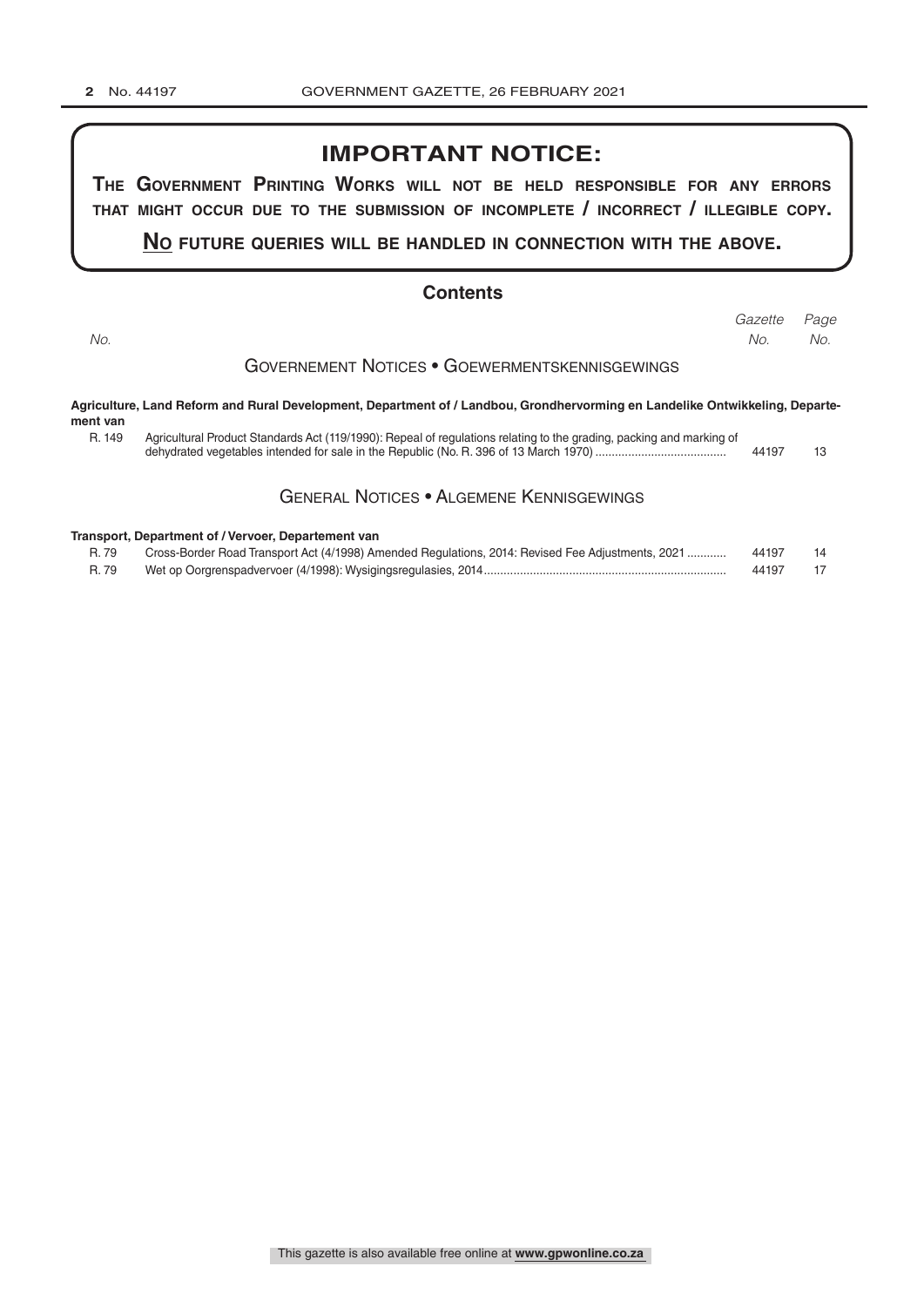## IMPORTANT NOTICE:

**THE GOVERNMENT PRINTING WORKS WILL NOT BE HELD RESPONSIBLE FOR ANY ERRORS THAT MIGHT OCCUR DUE TO THE SUBMISSION OF INCOMPLETE / INCORRECT / ILLEGIBLE COPY.**

**NO FUTURE QUERIES WILL BE HANDLED IN CONNECTION WITH THE ABOVE.**

## Contents

| No. | | Gazette No. | Page No. |
|---|---|---|---|
| | **GOVERNEMENT NOTICES • GOEWERMENTSKENNISGEWINGS** | | |
| | **Agriculture, Land Reform and Rural Development, Department of / Landbou, Grondhervorming en Landelike Ontwikkeling, Departement van** | | |
| R. 149 | Agricultural Product Standards Act (119/1990): Repeal of regulations relating to the grading, packing and marking of dehydrated vegetables intended for sale in the Republic (No. R. 396 of 13 March 1970) | 44197 | 13 |
| | **GENERAL NOTICES • ALGEMENE KENNISGEWINGS** | | |
| | **Transport, Department of / Vervoer, Departement van** | | |
| R. 79 | Cross-Border Road Transport Act (4/1998) Amended Regulations, 2014: Revised Fee Adjustments, 2021 | 44197 | 14 |
| R. 79 | Wet op Oorgrenspadvervoer (4/1998): Wysigingsregulasies, 2014 | 44197 | 17 |

This gazette is also available free online at **www.gpwonline.co.za**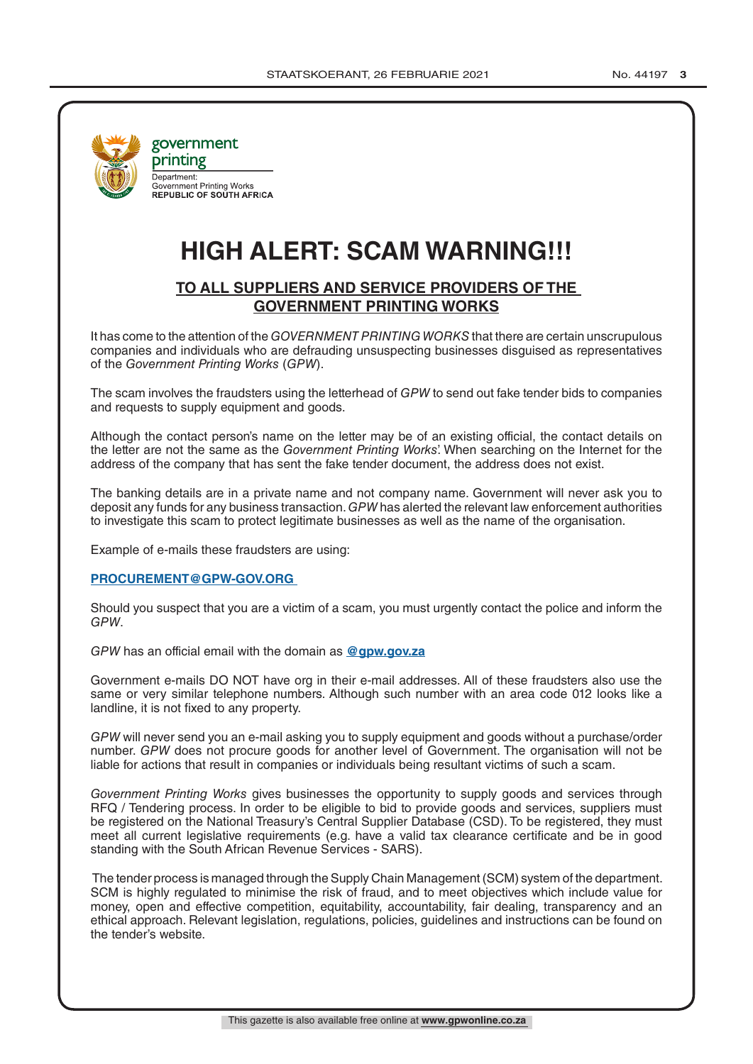government
printing

Department:
Government Printing Works
**REPUBLIC OF SOUTH AFRICA**

# HIGH ALERT: SCAM WARNING!!!

## TO ALL SUPPLIERS AND SERVICE PROVIDERS OF THE GOVERNMENT PRINTING WORKS

It has come to the attention of the *GOVERNMENT PRINTING WORKS* that there are certain unscrupulous companies and individuals who are defrauding unsuspecting businesses disguised as representatives of the *Government Printing Works* (*GPW*).

The scam involves the fraudsters using the letterhead of *GPW* to send out fake tender bids to companies and requests to supply equipment and goods.

Although the contact person's name on the letter may be of an existing official, the contact details on the letter are not the same as the *Government Printing Works*'. When searching on the Internet for the address of the company that has sent the fake tender document, the address does not exist.

The banking details are in a private name and not company name. Government will never ask you to deposit any funds for any business transaction. *GPW* has alerted the relevant law enforcement authorities to investigate this scam to protect legitimate businesses as well as the name of the organisation.

Example of e-mails these fraudsters are using:

**PROCUREMENT@GPW-GOV.ORG**

Should you suspect that you are a victim of a scam, you must urgently contact the police and inform the *GPW*.

*GPW* has an official email with the domain as **@gpw.gov.za**

Government e-mails DO NOT have org in their e-mail addresses. All of these fraudsters also use the same or very similar telephone numbers. Although such number with an area code 012 looks like a landline, it is not fixed to any property.

*GPW* will never send you an e-mail asking you to supply equipment and goods without a purchase/order number. *GPW* does not procure goods for another level of Government. The organisation will not be liable for actions that result in companies or individuals being resultant victims of such a scam.

*Government Printing Works* gives businesses the opportunity to supply goods and services through RFQ / Tendering process. In order to be eligible to bid to provide goods and services, suppliers must be registered on the National Treasury's Central Supplier Database (CSD). To be registered, they must meet all current legislative requirements (e.g. have a valid tax clearance certificate and be in good standing with the South African Revenue Services - SARS).

The tender process is managed through the Supply Chain Management (SCM) system of the department. SCM is highly regulated to minimise the risk of fraud, and to meet objectives which include value for money, open and effective competition, equitability, accountability, fair dealing, transparency and an ethical approach. Relevant legislation, regulations, policies, guidelines and instructions can be found on the tender's website.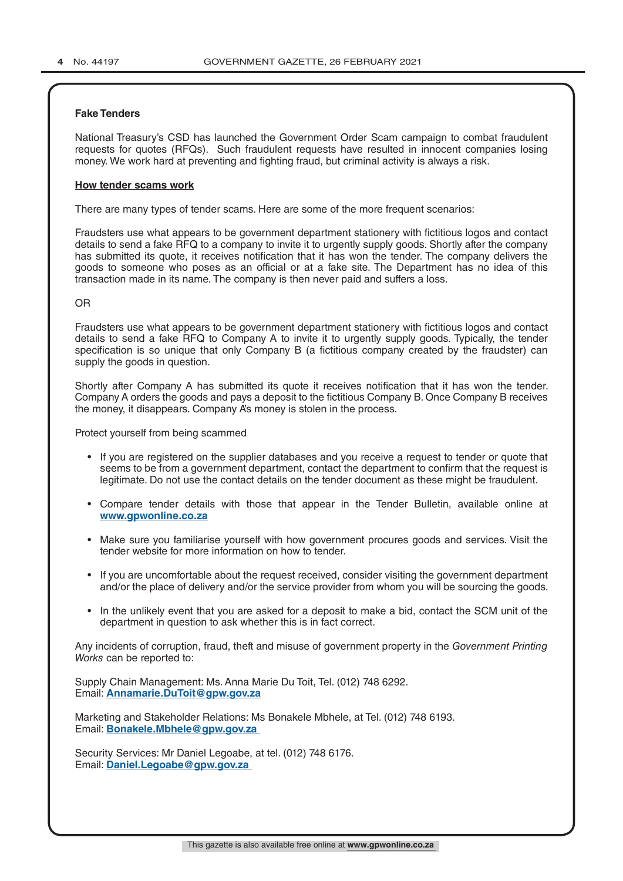## Fake Tenders

National Treasury's CSD has launched the Government Order Scam campaign to combat fraudulent requests for quotes (RFQs). Such fraudulent requests have resulted in innocent companies losing money. We work hard at preventing and fighting fraud, but criminal activity is always a risk.

### How tender scams work

There are many types of tender scams. Here are some of the more frequent scenarios:

Fraudsters use what appears to be government department stationery with fictitious logos and contact details to send a fake RFQ to a company to invite it to urgently supply goods. Shortly after the company has submitted its quote, it receives notification that it has won the tender. The company delivers the goods to someone who poses as an official or at a fake site. The Department has no idea of this transaction made in its name. The company is then never paid and suffers a loss.

OR

Fraudsters use what appears to be government department stationery with fictitious logos and contact details to send a fake RFQ to Company A to invite it to urgently supply goods. Typically, the tender specification is so unique that only Company B (a fictitious company created by the fraudster) can supply the goods in question.

Shortly after Company A has submitted its quote it receives notification that it has won the tender. Company A orders the goods and pays a deposit to the fictitious Company B. Once Company B receives the money, it disappears. Company A's money is stolen in the process.

Protect yourself from being scammed

- If you are registered on the supplier databases and you receive a request to tender or quote that seems to be from a government department, contact the department to confirm that the request is legitimate. Do not use the contact details on the tender document as these might be fraudulent.
- Compare tender details with those that appear in the Tender Bulletin, available online at **www.gpwonline.co.za**
- Make sure you familiarise yourself with how government procures goods and services. Visit the tender website for more information on how to tender.
- If you are uncomfortable about the request received, consider visiting the government department and/or the place of delivery and/or the service provider from whom you will be sourcing the goods.
- In the unlikely event that you are asked for a deposit to make a bid, contact the SCM unit of the department in question to ask whether this is in fact correct.

Any incidents of corruption, fraud, theft and misuse of government property in the *Government Printing Works* can be reported to:

Supply Chain Management: Ms. Anna Marie Du Toit, Tel. (012) 748 6292.
Email: **Annamarie.DuToit@gpw.gov.za**

Marketing and Stakeholder Relations: Ms Bonakele Mbhele, at Tel. (012) 748 6193.
Email: **Bonakele.Mbhele@gpw.gov.za**

Security Services: Mr Daniel Legoabe, at tel. (012) 748 6176.
Email: **Daniel.Legoabe@gpw.gov.za**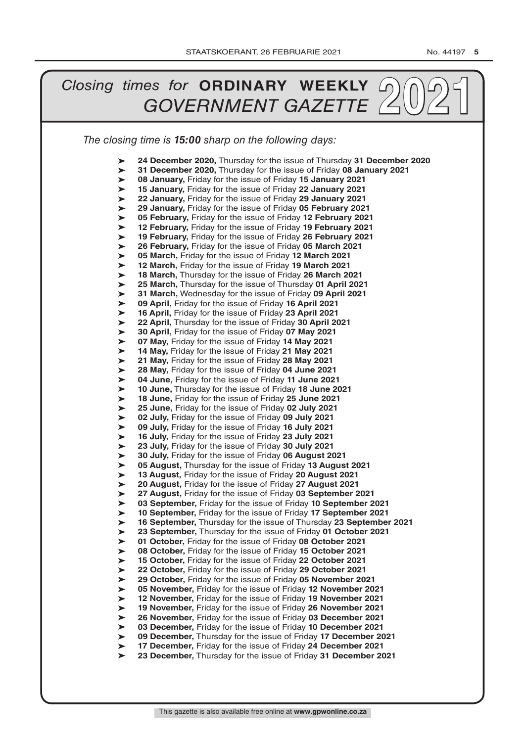# *Closing times for* ORDINARY WEEKLY *GOVERNMENT GAZETTE* 2021

*The closing time is **15:00** sharp on the following days:*

- **24 December 2020,** Thursday for the issue of Thursday **31 December 2020**
- **31 December 2020,** Thursday for the issue of Friday **08 January 2021**
- **08 January,** Friday for the issue of Friday **15 January 2021**
- **15 January,** Friday for the issue of Friday **22 January 2021**
- **22 January,** Friday for the issue of Friday **29 January 2021**
- **29 January,** Friday for the issue of Friday **05 February 2021**
- **05 February,** Friday for the issue of Friday **12 February 2021**
- **12 February,** Friday for the issue of Friday **19 February 2021**
- **19 February,** Friday for the issue of Friday **26 February 2021**
- **26 February,** Friday for the issue of Friday **05 March 2021**
- **05 March,** Friday for the issue of Friday **12 March 2021**
- **12 March,** Friday for the issue of Friday **19 March 2021**
- **18 March,** Thursday for the issue of Friday **26 March 2021**
- **25 March,** Thursday for the issue of Thursday **01 April 2021**
- **31 March,** Wednesday for the issue of Friday **09 April 2021**
- **09 April,** Friday for the issue of Friday **16 April 2021**
- **16 April,** Friday for the issue of Friday **23 April 2021**
- **22 April,** Thursday for the issue of Friday **30 April 2021**
- **30 April,** Friday for the issue of Friday **07 May 2021**
- **07 May,** Friday for the issue of Friday **14 May 2021**
- **14 May,** Friday for the issue of Friday **21 May 2021**
- **21 May,** Friday for the issue of Friday **28 May 2021**
- **28 May,** Friday for the issue of Friday **04 June 2021**
- **04 June,** Friday for the issue of Friday **11 June 2021**
- **10 June,** Thursday for the issue of Friday **18 June 2021**
- **18 June,** Friday for the issue of Friday **25 June 2021**
- **25 June,** Friday for the issue of Friday **02 July 2021**
- **02 July,** Friday for the issue of Friday **09 July 2021**
- **09 July,** Friday for the issue of Friday **16 July 2021**
- **16 July,** Friday for the issue of Friday **23 July 2021**
- **23 July,** Friday for the issue of Friday **30 July 2021**
- **30 July,** Friday for the issue of Friday **06 August 2021**
- **05 August,** Thursday for the issue of Friday **13 August 2021**
- **13 August,** Friday for the issue of Friday **20 August 2021**
- **20 August,** Friday for the issue of Friday **27 August 2021**
- **27 August,** Friday for the issue of Friday **03 September 2021**
- **03 September,** Friday for the issue of Friday **10 September 2021**
- **10 September,** Friday for the issue of Friday **17 September 2021**
- **16 September,** Thursday for the issue of Thursday **23 September 2021**
- **23 September,** Thursday for the issue of Friday **01 October 2021**
- **01 October,** Friday for the issue of Friday **08 October 2021**
- **08 October,** Friday for the issue of Friday **15 October 2021**
- **15 October,** Friday for the issue of Friday **22 October 2021**
- **22 October,** Friday for the issue of Friday **29 October 2021**
- **29 October,** Friday for the issue of Friday **05 November 2021**
- **05 November,** Friday for the issue of Friday **12 November 2021**
- **12 November,** Friday for the issue of Friday **19 November 2021**
- **19 November,** Friday for the issue of Friday **26 November 2021**
- **26 November,** Friday for the issue of Friday **03 December 2021**
- **03 December,** Friday for the issue of Friday **10 December 2021**
- **09 December,** Thursday for the issue of Friday **17 December 2021**
- **17 December,** Friday for the issue of Friday **24 December 2021**
- **23 December,** Thursday for the issue of Friday **31 December 2021**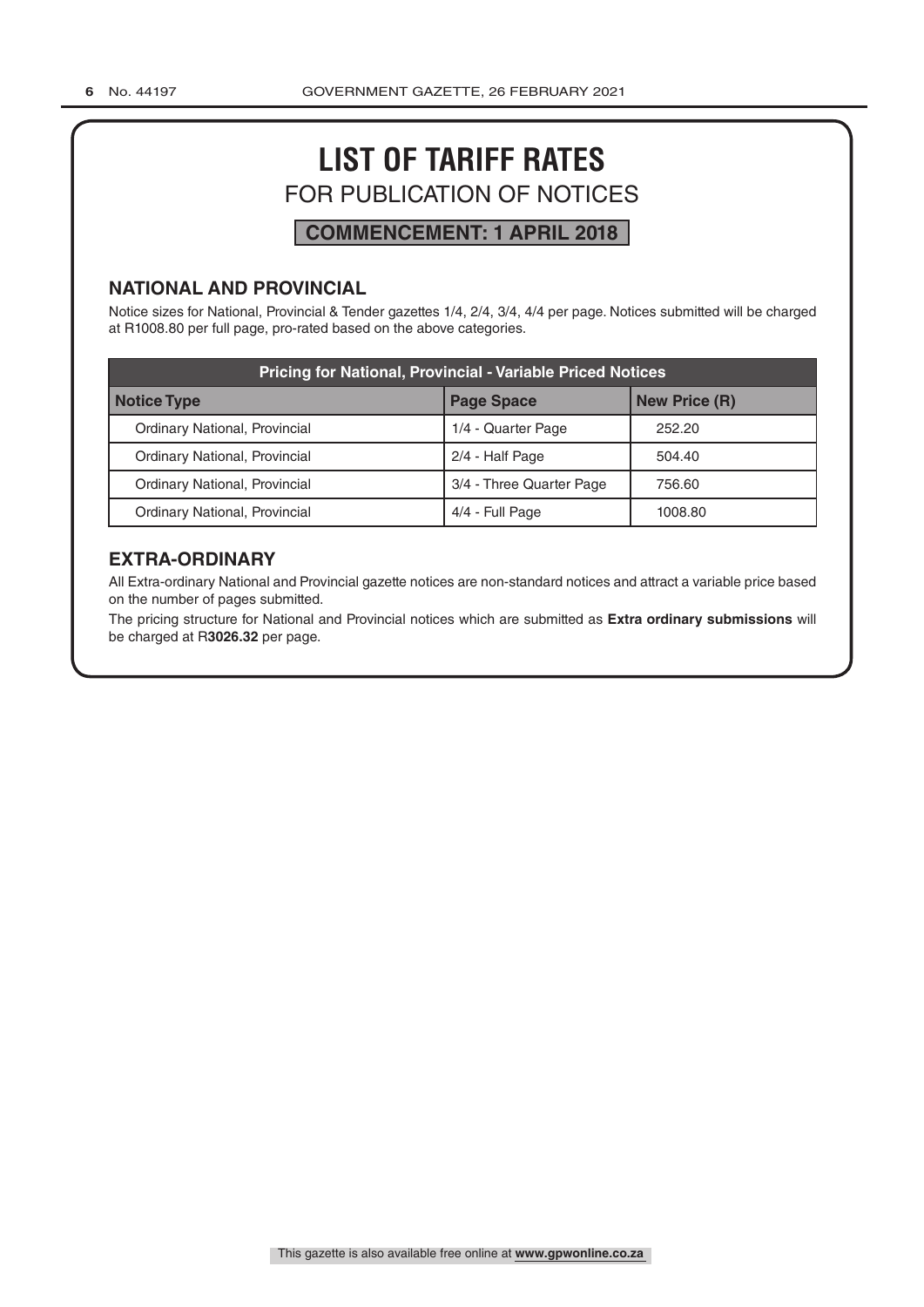# LIST OF TARIFF RATES

## FOR PUBLICATION OF NOTICES

**COMMENCEMENT: 1 APRIL 2018**

### NATIONAL AND PROVINCIAL

Notice sizes for National, Provincial & Tender gazettes 1/4, 2/4, 3/4, 4/4 per page. Notices submitted will be charged at R1008.80 per full page, pro-rated based on the above categories.

| Pricing for National, Provincial - Variable Priced Notices | | |
|---|---|---|
| **Notice Type** | **Page Space** | **New Price (R)** |
| Ordinary National, Provincial | 1/4 - Quarter Page | 252.20 |
| Ordinary National, Provincial | 2/4 - Half Page | 504.40 |
| Ordinary National, Provincial | 3/4 - Three Quarter Page | 756.60 |
| Ordinary National, Provincial | 4/4 - Full Page | 1008.80 |

### EXTRA-ORDINARY

All Extra-ordinary National and Provincial gazette notices are non-standard notices and attract a variable price based on the number of pages submitted.

The pricing structure for National and Provincial notices which are submitted as **Extra ordinary submissions** will be charged at R**3026.32** per page.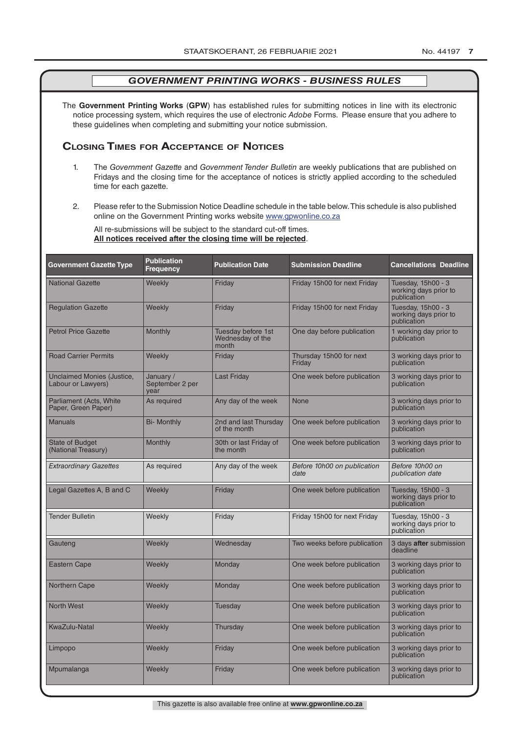## GOVERNMENT PRINTING WORKS - BUSINESS RULES

The **Government Printing Works** (**GPW**) has established rules for submitting notices in line with its electronic notice processing system, which requires the use of electronic *Adobe* Forms. Please ensure that you adhere to these guidelines when completing and submitting your notice submission.

### Closing Times for Acceptance of Notices

1. The *Government Gazette* and *Government Tender Bulletin* are weekly publications that are published on Fridays and the closing time for the acceptance of notices is strictly applied according to the scheduled time for each gazette.

2. Please refer to the Submission Notice Deadline schedule in the table below. This schedule is also published online on the Government Printing works website www.gpwonline.co.za

   All re-submissions will be subject to the standard cut-off times.
   **All notices received after the closing time will be rejected**.

| Government Gazette Type | Publication Frequency | Publication Date | Submission Deadline | Cancellations Deadline |
|---|---|---|---|---|
| National Gazette | Weekly | Friday | Friday 15h00 for next Friday | Tuesday, 15h00 - 3 working days prior to publication |
| Regulation Gazette | Weekly | Friday | Friday 15h00 for next Friday | Tuesday, 15h00 - 3 working days prior to publication |
| Petrol Price Gazette | Monthly | Tuesday before 1st Wednesday of the month | One day before publication | 1 working day prior to publication |
| Road Carrier Permits | Weekly | Friday | Thursday 15h00 for next Friday | 3 working days prior to publication |
| Unclaimed Monies (Justice, Labour or Lawyers) | January / September 2 per year | Last Friday | One week before publication | 3 working days prior to publication |
| Parliament (Acts, White Paper, Green Paper) | As required | Any day of the week | None | 3 working days prior to publication |
| Manuals | Bi- Monthly | 2nd and last Thursday of the month | One week before publication | 3 working days prior to publication |
| State of Budget (National Treasury) | Monthly | 30th or last Friday of the month | One week before publication | 3 working days prior to publication |
| *Extraordinary Gazettes* | As required | Any day of the week | *Before 10h00 on publication date* | *Before 10h00 on publication date* |
| Legal Gazettes A, B and C | Weekly | Friday | One week before publication | Tuesday, 15h00 - 3 working days prior to publication |
| Tender Bulletin | Weekly | Friday | Friday 15h00 for next Friday | Tuesday, 15h00 - 3 working days prior to publication |
| Gauteng | Weekly | Wednesday | Two weeks before publication | 3 days **after** submission deadline |
| Eastern Cape | Weekly | Monday | One week before publication | 3 working days prior to publication |
| Northern Cape | Weekly | Monday | One week before publication | 3 working days prior to publication |
| North West | Weekly | Tuesday | One week before publication | 3 working days prior to publication |
| KwaZulu-Natal | Weekly | Thursday | One week before publication | 3 working days prior to publication |
| Limpopo | Weekly | Friday | One week before publication | 3 working days prior to publication |
| Mpumalanga | Weekly | Friday | One week before publication | 3 working days prior to publication |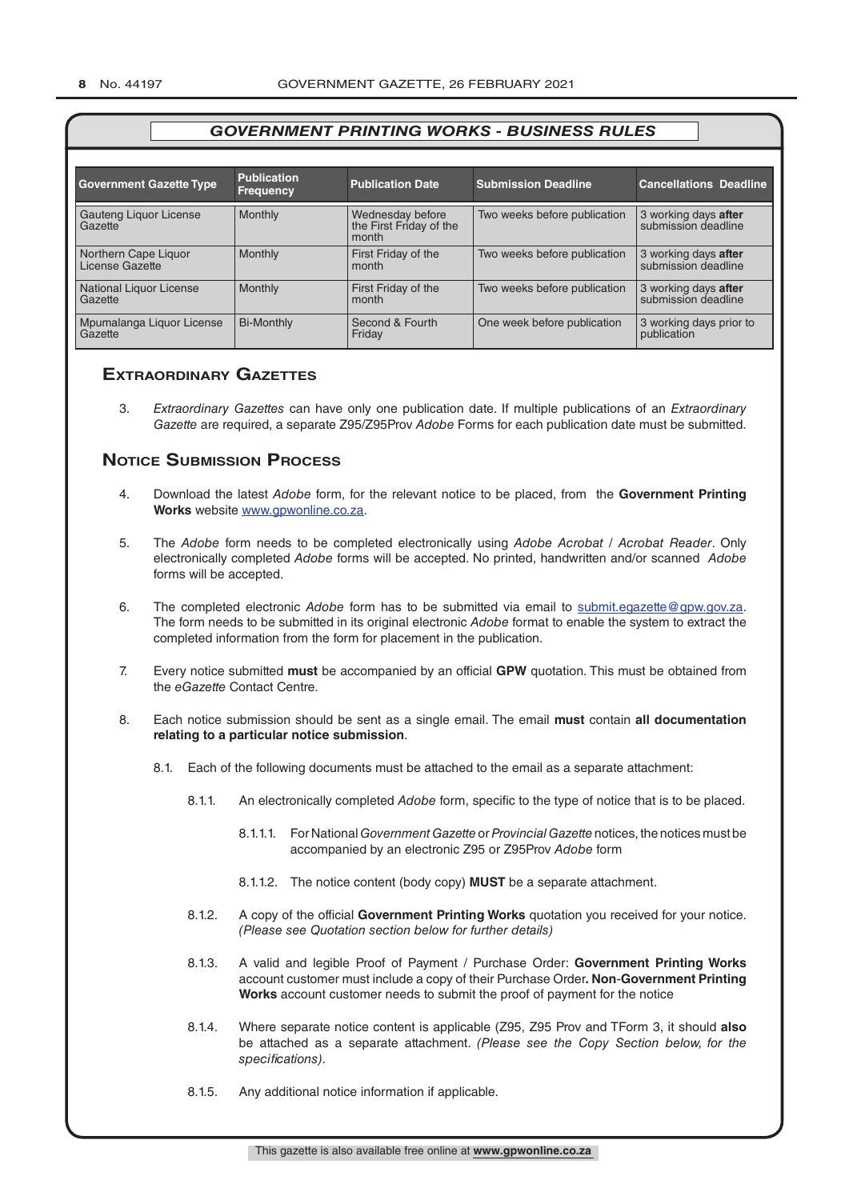## *GOVERNMENT PRINTING WORKS - BUSINESS RULES*

| Government Gazette Type | Publication Frequency | Publication Date | Submission Deadline | Cancellations Deadline |
|---|---|---|---|---|
| Gauteng Liquor License Gazette | Monthly | Wednesday before the First Friday of the month | Two weeks before publication | 3 working days **after** submission deadline |
| Northern Cape Liquor License Gazette | Monthly | First Friday of the month | Two weeks before publication | 3 working days **after** submission deadline |
| National Liquor License Gazette | Monthly | First Friday of the month | Two weeks before publication | 3 working days **after** submission deadline |
| Mpumalanga Liquor License Gazette | Bi-Monthly | Second & Fourth Friday | One week before publication | 3 working days prior to publication |

## Extraordinary Gazettes

3. *Extraordinary Gazettes* can have only one publication date. If multiple publications of an *Extraordinary Gazette* are required, a separate Z95/Z95Prov *Adobe* Forms for each publication date must be submitted.

## Notice Submission Process

4. Download the latest *Adobe* form, for the relevant notice to be placed, from the **Government Printing Works** website www.gpwonline.co.za.

5. The *Adobe* form needs to be completed electronically using *Adobe Acrobat* / *Acrobat Reader*. Only electronically completed *Adobe* forms will be accepted. No printed, handwritten and/or scanned *Adobe* forms will be accepted.

6. The completed electronic *Adobe* form has to be submitted via email to submit.egazette@gpw.gov.za. The form needs to be submitted in its original electronic *Adobe* format to enable the system to extract the completed information from the form for placement in the publication.

7. Every notice submitted **must** be accompanied by an official **GPW** quotation. This must be obtained from the *eGazette* Contact Centre.

8. Each notice submission should be sent as a single email. The email **must** contain **all documentation relating to a particular notice submission**.

    8.1. Each of the following documents must be attached to the email as a separate attachment:

    8.1.1. An electronically completed *Adobe* form, specific to the type of notice that is to be placed.

    8.1.1.1. For National *Government Gazette* or *Provincial Gazette* notices, the notices must be accompanied by an electronic Z95 or Z95Prov *Adobe* form

    8.1.1.2. The notice content (body copy) **MUST** be a separate attachment.

    8.1.2. A copy of the official **Government Printing Works** quotation you received for your notice. *(Please see Quotation section below for further details)*

    8.1.3. A valid and legible Proof of Payment / Purchase Order: **Government Printing Works** account customer must include a copy of their Purchase Order**. Non**-**Government Printing Works** account customer needs to submit the proof of payment for the notice

    8.1.4. Where separate notice content is applicable (Z95, Z95 Prov and TForm 3, it should **also** be attached as a separate attachment. *(Please see the Copy Section below, for the specifications)*.

    8.1.5. Any additional notice information if applicable.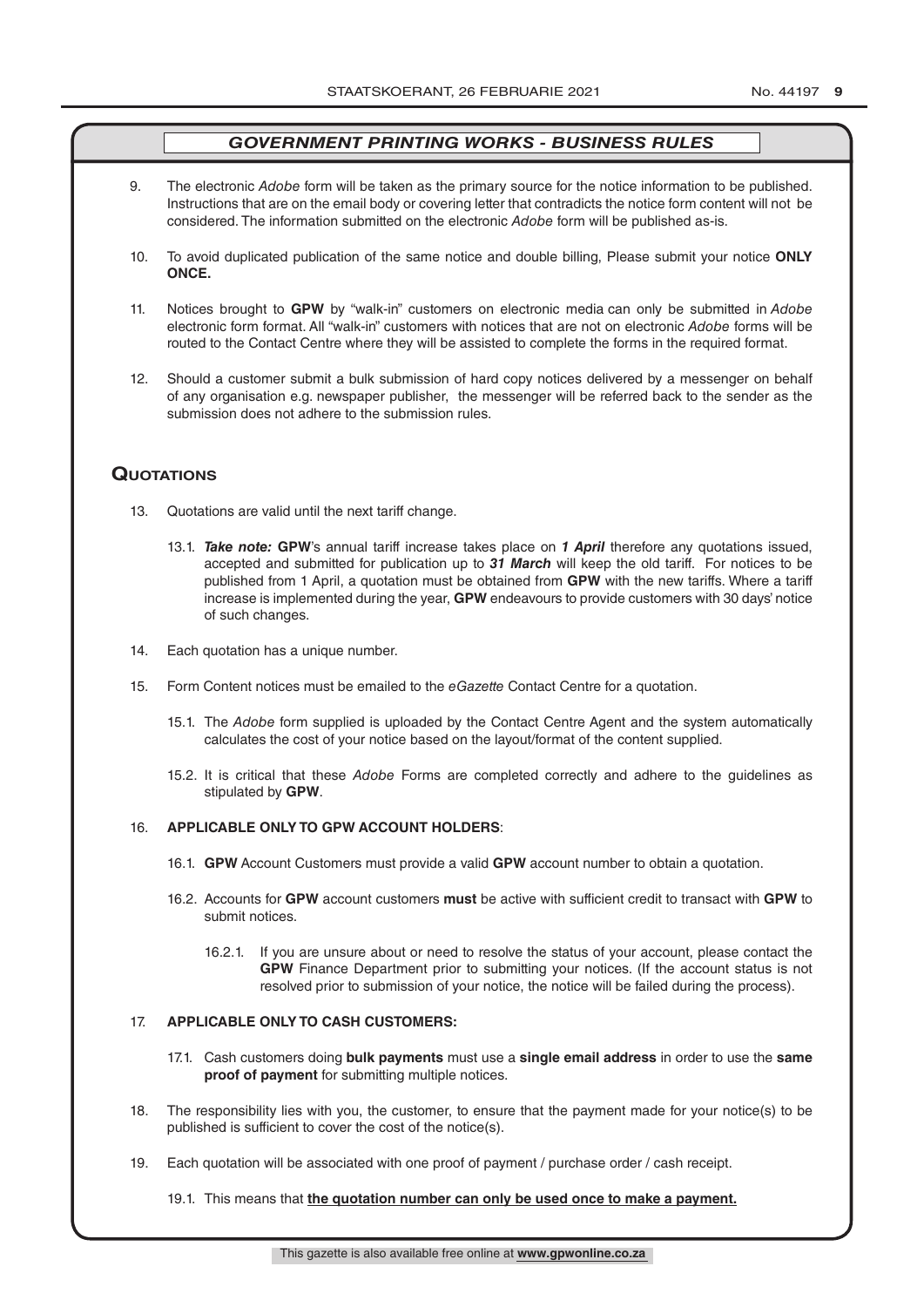## *GOVERNMENT PRINTING WORKS - BUSINESS RULES*

9. The electronic *Adobe* form will be taken as the primary source for the notice information to be published. Instructions that are on the email body or covering letter that contradicts the notice form content will not be considered. The information submitted on the electronic *Adobe* form will be published as-is.

10. To avoid duplicated publication of the same notice and double billing, Please submit your notice **ONLY ONCE.**

11. Notices brought to **GPW** by "walk-in" customers on electronic media can only be submitted in *Adobe* electronic form format. All "walk-in" customers with notices that are not on electronic *Adobe* forms will be routed to the Contact Centre where they will be assisted to complete the forms in the required format.

12. Should a customer submit a bulk submission of hard copy notices delivered by a messenger on behalf of any organisation e.g. newspaper publisher, the messenger will be referred back to the sender as the submission does not adhere to the submission rules.

## Quotations

13. Quotations are valid until the next tariff change.

    13.1. ***Take note:*** **GPW**'s annual tariff increase takes place on ***1 April*** therefore any quotations issued, accepted and submitted for publication up to ***31 March*** will keep the old tariff. For notices to be published from 1 April, a quotation must be obtained from **GPW** with the new tariffs. Where a tariff increase is implemented during the year, **GPW** endeavours to provide customers with 30 days' notice of such changes.

14. Each quotation has a unique number.

15. Form Content notices must be emailed to the *eGazette* Contact Centre for a quotation.

    15.1. The *Adobe* form supplied is uploaded by the Contact Centre Agent and the system automatically calculates the cost of your notice based on the layout/format of the content supplied.

    15.2. It is critical that these *Adobe* Forms are completed correctly and adhere to the guidelines as stipulated by **GPW**.

16. **APPLICABLE ONLY TO GPW ACCOUNT HOLDERS**:

    16.1. **GPW** Account Customers must provide a valid **GPW** account number to obtain a quotation.

    16.2. Accounts for **GPW** account customers **must** be active with sufficient credit to transact with **GPW** to submit notices.

    16.2.1. If you are unsure about or need to resolve the status of your account, please contact the **GPW** Finance Department prior to submitting your notices. (If the account status is not resolved prior to submission of your notice, the notice will be failed during the process).

17. **APPLICABLE ONLY TO CASH CUSTOMERS:**

    17.1. Cash customers doing **bulk payments** must use a **single email address** in order to use the **same proof of payment** for submitting multiple notices.

18. The responsibility lies with you, the customer, to ensure that the payment made for your notice(s) to be published is sufficient to cover the cost of the notice(s).

19. Each quotation will be associated with one proof of payment / purchase order / cash receipt.

    19.1. This means that **the quotation number can only be used once to make a payment.**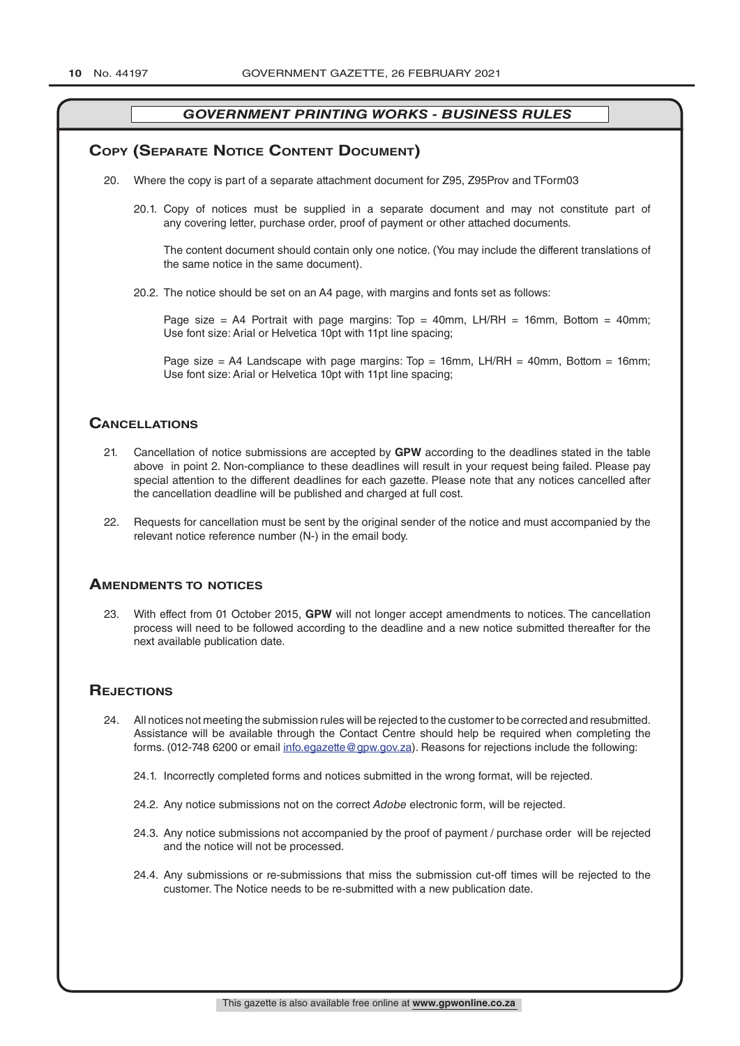## GOVERNMENT PRINTING WORKS - BUSINESS RULES

### Copy (Separate Notice Content Document)

20. Where the copy is part of a separate attachment document for Z95, Z95Prov and TForm03

    20.1. Copy of notices must be supplied in a separate document and may not constitute part of any covering letter, purchase order, proof of payment or other attached documents.

    The content document should contain only one notice. (You may include the different translations of the same notice in the same document).

    20.2. The notice should be set on an A4 page, with margins and fonts set as follows:

    Page size = A4 Portrait with page margins: Top = 40mm, LH/RH = 16mm, Bottom = 40mm; Use font size: Arial or Helvetica 10pt with 11pt line spacing;

    Page size = A4 Landscape with page margins: Top = 16mm, LH/RH = 40mm, Bottom = 16mm; Use font size: Arial or Helvetica 10pt with 11pt line spacing;

### Cancellations

21. Cancellation of notice submissions are accepted by **GPW** according to the deadlines stated in the table above in point 2. Non-compliance to these deadlines will result in your request being failed. Please pay special attention to the different deadlines for each gazette. Please note that any notices cancelled after the cancellation deadline will be published and charged at full cost.

22. Requests for cancellation must be sent by the original sender of the notice and must accompanied by the relevant notice reference number (N-) in the email body.

### Amendments to notices

23. With effect from 01 October 2015, **GPW** will not longer accept amendments to notices. The cancellation process will need to be followed according to the deadline and a new notice submitted thereafter for the next available publication date.

### Rejections

24. All notices not meeting the submission rules will be rejected to the customer to be corrected and resubmitted. Assistance will be available through the Contact Centre should help be required when completing the forms. (012-748 6200 or email info.egazette@gpw.gov.za). Reasons for rejections include the following:

    24.1. Incorrectly completed forms and notices submitted in the wrong format, will be rejected.

    24.2. Any notice submissions not on the correct *Adobe* electronic form, will be rejected.

    24.3. Any notice submissions not accompanied by the proof of payment / purchase order will be rejected and the notice will not be processed.

    24.4. Any submissions or re-submissions that miss the submission cut-off times will be rejected to the customer. The Notice needs to be re-submitted with a new publication date.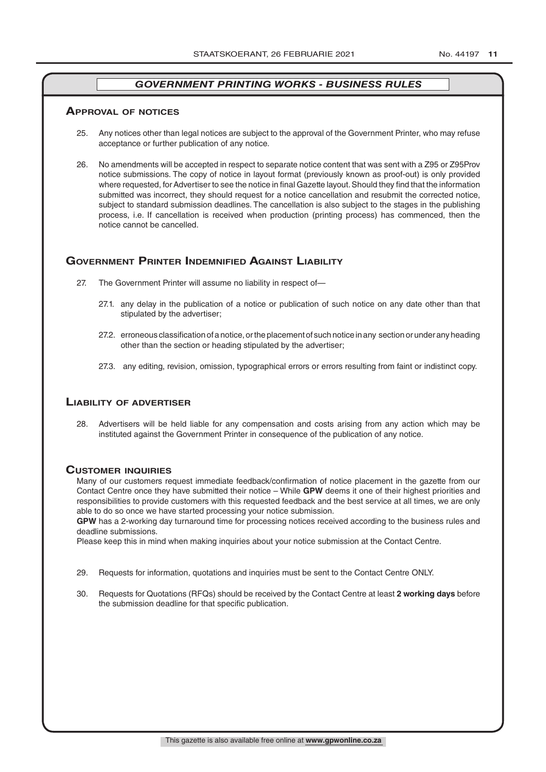## *GOVERNMENT PRINTING WORKS - BUSINESS RULES*

### Approval of notices

25. Any notices other than legal notices are subject to the approval of the Government Printer, who may refuse acceptance or further publication of any notice.

26. No amendments will be accepted in respect to separate notice content that was sent with a Z95 or Z95Prov notice submissions. The copy of notice in layout format (previously known as proof-out) is only provided where requested, for Advertiser to see the notice in final Gazette layout. Should they find that the information submitted was incorrect, they should request for a notice cancellation and resubmit the corrected notice, subject to standard submission deadlines. The cancellation is also subject to the stages in the publishing process, i.e. If cancellation is received when production (printing process) has commenced, then the notice cannot be cancelled.

### Government Printer Indemnified Against Liability

27. The Government Printer will assume no liability in respect of—

    27.1. any delay in the publication of a notice or publication of such notice on any date other than that stipulated by the advertiser;

    27.2. erroneous classification of a notice, or the placement of such notice in any section or under any heading other than the section or heading stipulated by the advertiser;

    27.3. any editing, revision, omission, typographical errors or errors resulting from faint or indistinct copy.

### Liability of advertiser

28. Advertisers will be held liable for any compensation and costs arising from any action which may be instituted against the Government Printer in consequence of the publication of any notice.

### Customer inquiries

Many of our customers request immediate feedback/confirmation of notice placement in the gazette from our Contact Centre once they have submitted their notice – While **GPW** deems it one of their highest priorities and responsibilities to provide customers with this requested feedback and the best service at all times, we are only able to do so once we have started processing your notice submission.

**GPW** has a 2-working day turnaround time for processing notices received according to the business rules and deadline submissions.

Please keep this in mind when making inquiries about your notice submission at the Contact Centre.

29. Requests for information, quotations and inquiries must be sent to the Contact Centre ONLY.

30. Requests for Quotations (RFQs) should be received by the Contact Centre at least **2 working days** before the submission deadline for that specific publication.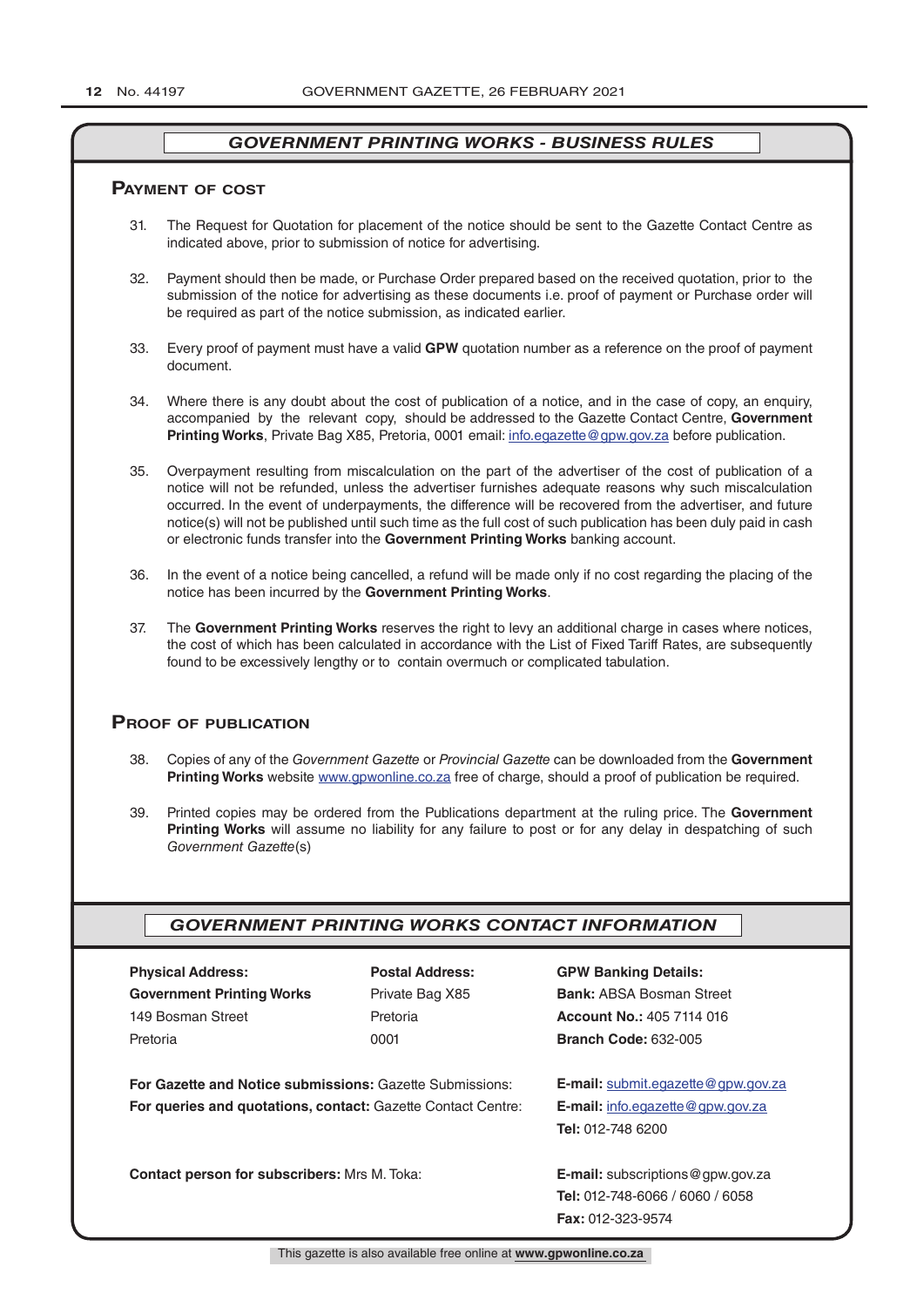## *GOVERNMENT PRINTING WORKS - BUSINESS RULES*

### Payment of cost

31. The Request for Quotation for placement of the notice should be sent to the Gazette Contact Centre as indicated above, prior to submission of notice for advertising.

32. Payment should then be made, or Purchase Order prepared based on the received quotation, prior to the submission of the notice for advertising as these documents i.e. proof of payment or Purchase order will be required as part of the notice submission, as indicated earlier.

33. Every proof of payment must have a valid **GPW** quotation number as a reference on the proof of payment document.

34. Where there is any doubt about the cost of publication of a notice, and in the case of copy, an enquiry, accompanied by the relevant copy, should be addressed to the Gazette Contact Centre, **Government Printing Works**, Private Bag X85, Pretoria, 0001 email: info.egazette@gpw.gov.za before publication.

35. Overpayment resulting from miscalculation on the part of the advertiser of the cost of publication of a notice will not be refunded, unless the advertiser furnishes adequate reasons why such miscalculation occurred. In the event of underpayments, the difference will be recovered from the advertiser, and future notice(s) will not be published until such time as the full cost of such publication has been duly paid in cash or electronic funds transfer into the **Government Printing Works** banking account.

36. In the event of a notice being cancelled, a refund will be made only if no cost regarding the placing of the notice has been incurred by the **Government Printing Works**.

37. The **Government Printing Works** reserves the right to levy an additional charge in cases where notices, the cost of which has been calculated in accordance with the List of Fixed Tariff Rates, are subsequently found to be excessively lengthy or to contain overmuch or complicated tabulation.

### Proof of publication

38. Copies of any of the *Government Gazette* or *Provincial Gazette* can be downloaded from the **Government Printing Works** website www.gpwonline.co.za free of charge, should a proof of publication be required.

39. Printed copies may be ordered from the Publications department at the ruling price. The **Government Printing Works** will assume no liability for any failure to post or for any delay in despatching of such *Government Gazette*(s)

## *GOVERNMENT PRINTING WORKS CONTACT INFORMATION*

| **Physical Address:** | **Postal Address:** | **GPW Banking Details:** |
|---|---|---|
| **Government Printing Works** | Private Bag X85 | **Bank:** ABSA Bosman Street |
| 149 Bosman Street | Pretoria | **Account No.:** 405 7114 016 |
| Pretoria | 0001 | **Branch Code:** 632-005 |

**For Gazette and Notice submissions:** Gazette Submissions: **E-mail:** submit.egazette@gpw.gov.za

**For queries and quotations, contact:** Gazette Contact Centre: **E-mail:** info.egazette@gpw.gov.za
**Tel:** 012-748 6200

**Contact person for subscribers:** Mrs M. Toka: **E-mail:** subscriptions@gpw.gov.za
**Tel:** 012-748-6066 / 6060 / 6058
**Fax:** 012-323-9574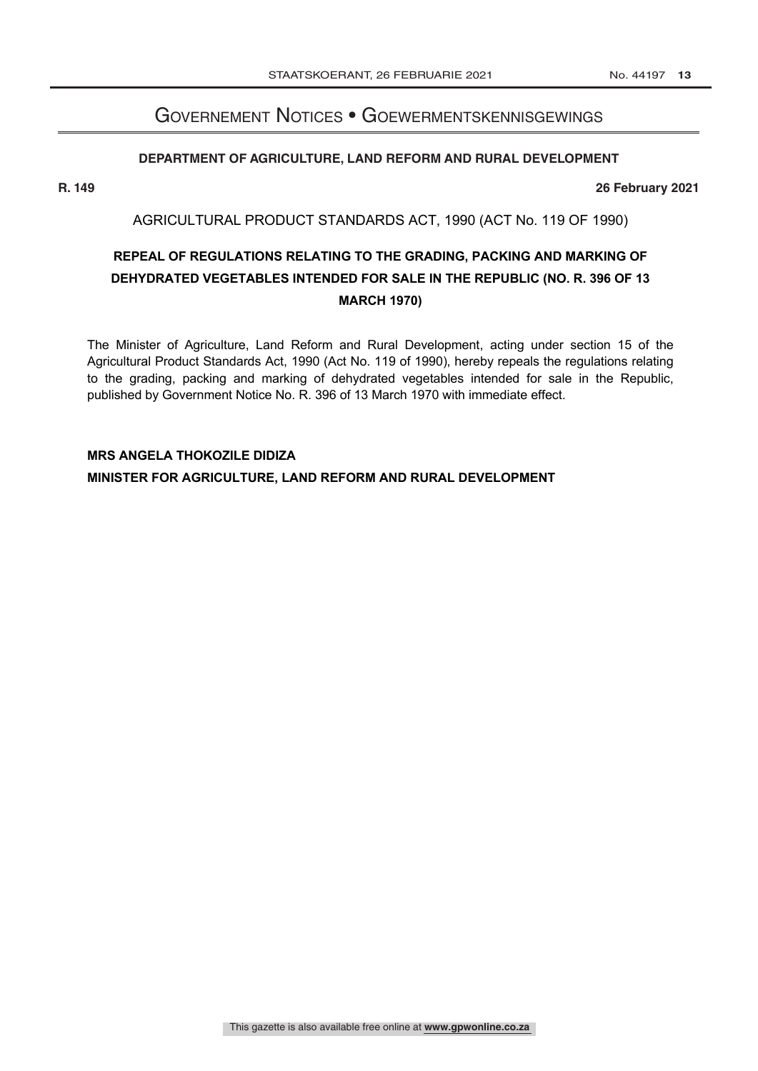# Government Notices • Goewermentskennisgewings

## DEPARTMENT OF AGRICULTURE, LAND REFORM AND RURAL DEVELOPMENT

**R. 149** **26 February 2021**

AGRICULTURAL PRODUCT STANDARDS ACT, 1990 (ACT No. 119 OF 1990)

### REPEAL OF REGULATIONS RELATING TO THE GRADING, PACKING AND MARKING OF DEHYDRATED VEGETABLES INTENDED FOR SALE IN THE REPUBLIC (NO. R. 396 OF 13 MARCH 1970)

The Minister of Agriculture, Land Reform and Rural Development, acting under section 15 of the Agricultural Product Standards Act, 1990 (Act No. 119 of 1990), hereby repeals the regulations relating to the grading, packing and marking of dehydrated vegetables intended for sale in the Republic, published by Government Notice No. R. 396 of 13 March 1970 with immediate effect.

**MRS ANGELA THOKOZILE DIDIZA**
**MINISTER FOR AGRICULTURE, LAND REFORM AND RURAL DEVELOPMENT**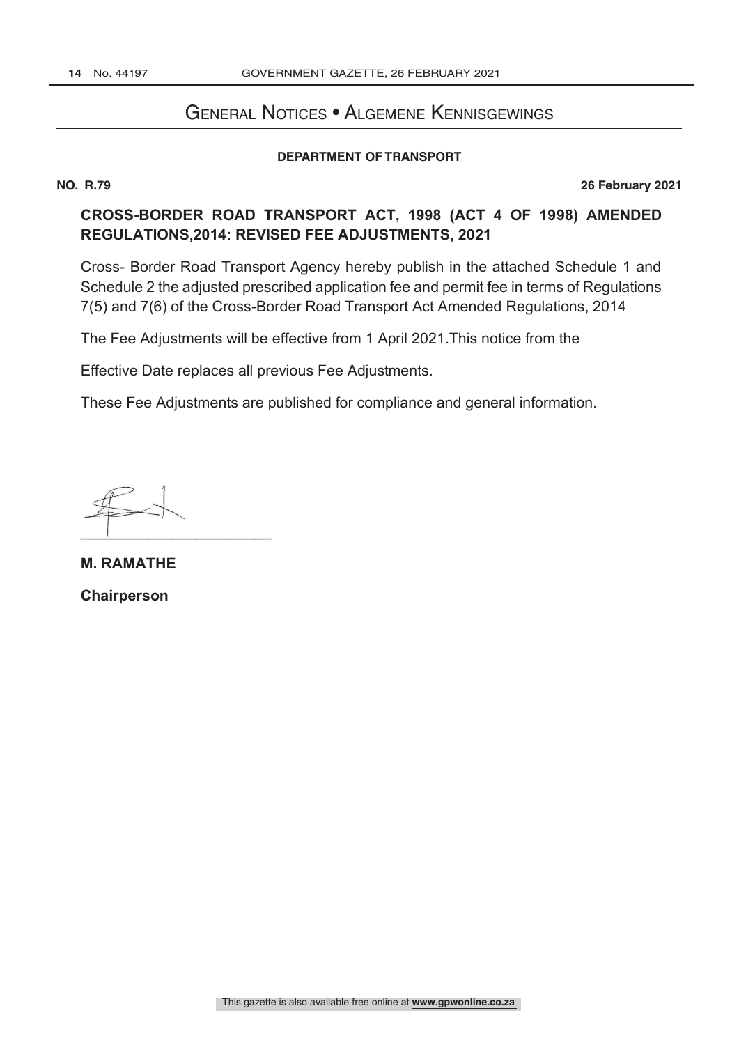# General Notices • Algemene Kennisgewings

**DEPARTMENT OF TRANSPORT**

**NO. R.79** **26 February 2021**

## CROSS-BORDER ROAD TRANSPORT ACT, 1998 (ACT 4 OF 1998) AMENDED REGULATIONS,2014: REVISED FEE ADJUSTMENTS, 2021

Cross- Border Road Transport Agency hereby publish in the attached Schedule 1 and Schedule 2 the adjusted prescribed application fee and permit fee in terms of Regulations 7(5) and 7(6) of the Cross-Border Road Transport Act Amended Regulations, 2014

The Fee Adjustments will be effective from 1 April 2021.This notice from the

Effective Date replaces all previous Fee Adjustments.

These Fee Adjustments are published for compliance and general information.

**M. RAMATHE**

**Chairperson**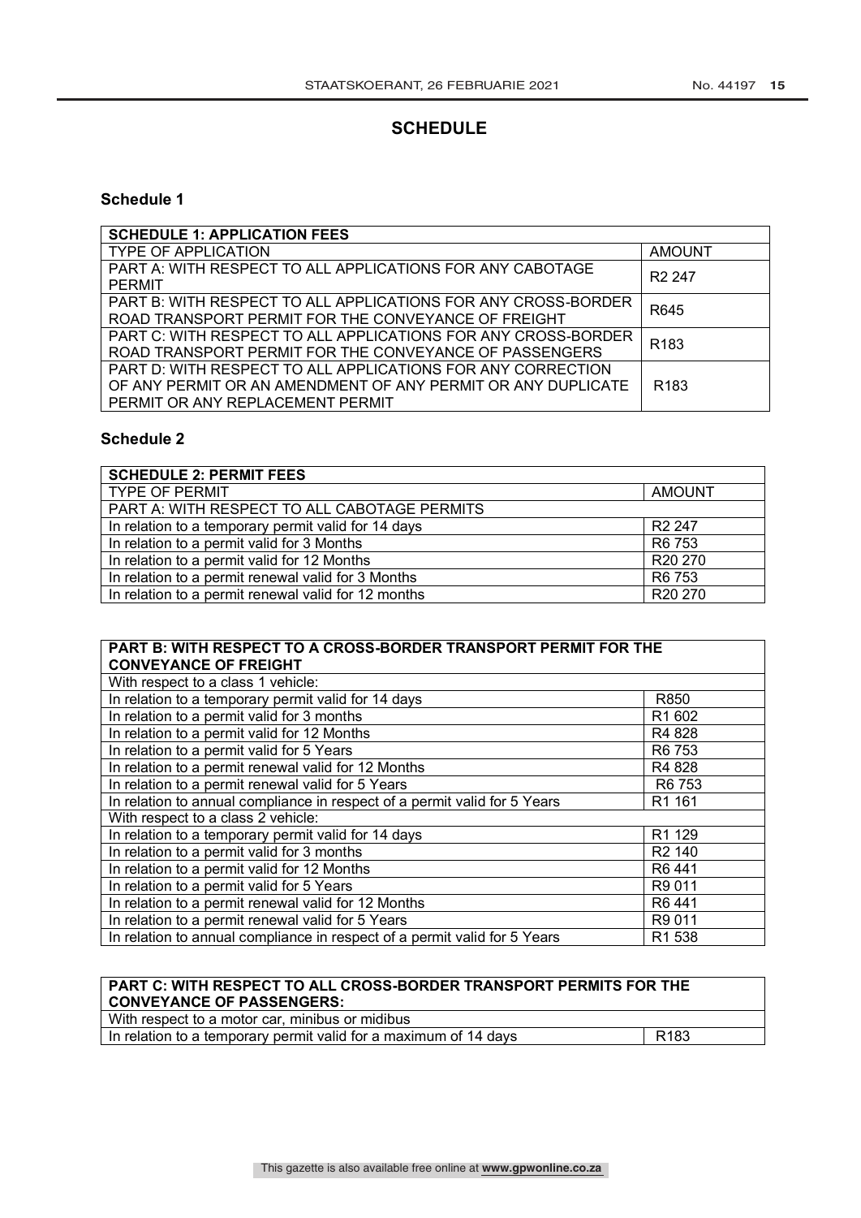# SCHEDULE

## Schedule 1

| SCHEDULE 1: APPLICATION FEES | |
|---|---|
| TYPE OF APPLICATION | AMOUNT |
| PART A: WITH RESPECT TO ALL APPLICATIONS FOR ANY CABOTAGE PERMIT | R2 247 |
| PART B: WITH RESPECT TO ALL APPLICATIONS FOR ANY CROSS-BORDER ROAD TRANSPORT PERMIT FOR THE CONVEYANCE OF FREIGHT | R645 |
| PART C: WITH RESPECT TO ALL APPLICATIONS FOR ANY CROSS-BORDER ROAD TRANSPORT PERMIT FOR THE CONVEYANCE OF PASSENGERS | R183 |
| PART D: WITH RESPECT TO ALL APPLICATIONS FOR ANY CORRECTION OF ANY PERMIT OR AN AMENDMENT OF ANY PERMIT OR ANY DUPLICATE PERMIT OR ANY REPLACEMENT PERMIT | R183 |

## Schedule 2

| SCHEDULE 2: PERMIT FEES | |
|---|---|
| TYPE OF PERMIT | AMOUNT |
| PART A: WITH RESPECT TO ALL CABOTAGE PERMITS | |
| In relation to a temporary permit valid for 14 days | R2 247 |
| In relation to a permit valid for 3 Months | R6 753 |
| In relation to a permit valid for 12 Months | R20 270 |
| In relation to a permit renewal valid for 3 Months | R6 753 |
| In relation to a permit renewal valid for 12 months | R20 270 |

| PART B: WITH RESPECT TO A CROSS-BORDER TRANSPORT PERMIT FOR THE CONVEYANCE OF FREIGHT | |
|---|---|
| With respect to a class 1 vehicle: | |
| In relation to a temporary permit valid for 14 days | R850 |
| In relation to a permit valid for 3 months | R1 602 |
| In relation to a permit valid for 12 Months | R4 828 |
| In relation to a permit valid for 5 Years | R6 753 |
| In relation to a permit renewal valid for 12 Months | R4 828 |
| In relation to a permit renewal valid for 5 Years | R6 753 |
| In relation to annual compliance in respect of a permit valid for 5 Years | R1 161 |
| With respect to a class 2 vehicle: | |
| In relation to a temporary permit valid for 14 days | R1 129 |
| In relation to a permit valid for 3 months | R2 140 |
| In relation to a permit valid for 12 Months | R6 441 |
| In relation to a permit valid for 5 Years | R9 011 |
| In relation to a permit renewal valid for 12 Months | R6 441 |
| In relation to a permit renewal valid for 5 Years | R9 011 |
| In relation to annual compliance in respect of a permit valid for 5 Years | R1 538 |

| PART C: WITH RESPECT TO ALL CROSS-BORDER TRANSPORT PERMITS FOR THE CONVEYANCE OF PASSENGERS: | |
|---|---|
| With respect to a motor car, minibus or midibus | |
| In relation to a temporary permit valid for a maximum of 14 days | R183 |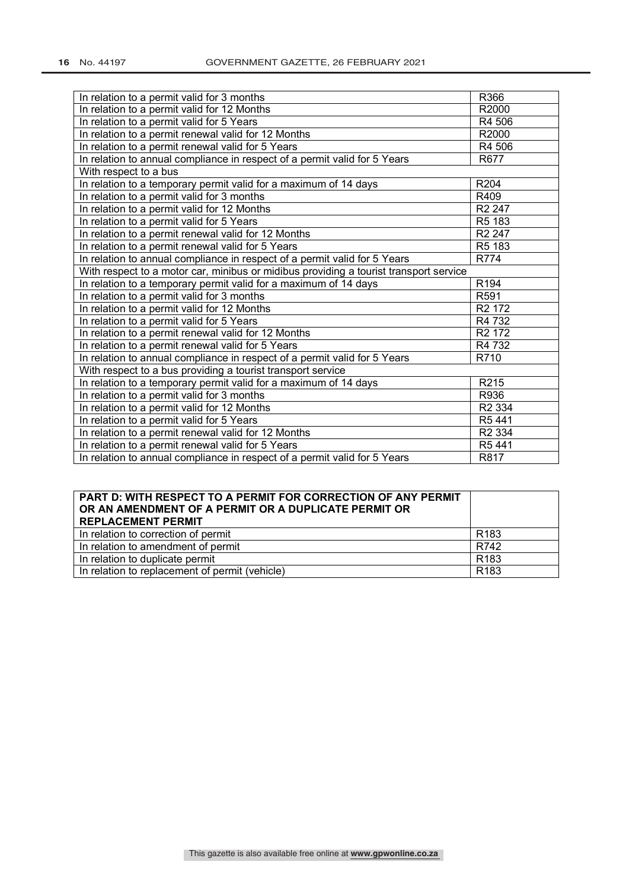| | |
|---|---|
| In relation to a permit valid for 3 months | R366 |
| In relation to a permit valid for 12 Months | R2000 |
| In relation to a permit valid for 5 Years | R4 506 |
| In relation to a permit renewal valid for 12 Months | R2000 |
| In relation to a permit renewal valid for 5 Years | R4 506 |
| In relation to annual compliance in respect of a permit valid for 5 Years | R677 |
| With respect to a bus | |
| In relation to a temporary permit valid for a maximum of 14 days | R204 |
| In relation to a permit valid for 3 months | R409 |
| In relation to a permit valid for 12 Months | R2 247 |
| In relation to a permit valid for 5 Years | R5 183 |
| In relation to a permit renewal valid for 12 Months | R2 247 |
| In relation to a permit renewal valid for 5 Years | R5 183 |
| In relation to annual compliance in respect of a permit valid for 5 Years | R774 |
| With respect to a motor car, minibus or midibus providing a tourist transport service | |
| In relation to a temporary permit valid for a maximum of 14 days | R194 |
| In relation to a permit valid for 3 months | R591 |
| In relation to a permit valid for 12 Months | R2 172 |
| In relation to a permit valid for 5 Years | R4 732 |
| In relation to a permit renewal valid for 12 Months | R2 172 |
| In relation to a permit renewal valid for 5 Years | R4 732 |
| In relation to annual compliance in respect of a permit valid for 5 Years | R710 |
| With respect to a bus providing a tourist transport service | |
| In relation to a temporary permit valid for a maximum of 14 days | R215 |
| In relation to a permit valid for 3 months | R936 |
| In relation to a permit valid for 12 Months | R2 334 |
| In relation to a permit valid for 5 Years | R5 441 |
| In relation to a permit renewal valid for 12 Months | R2 334 |
| In relation to a permit renewal valid for 5 Years | R5 441 |
| In relation to annual compliance in respect of a permit valid for 5 Years | R817 |

| **PART D: WITH RESPECT TO A PERMIT FOR CORRECTION OF ANY PERMIT OR AN AMENDMENT OF A PERMIT OR A DUPLICATE PERMIT OR REPLACEMENT PERMIT** | |
|---|---|
| In relation to correction of permit | R183 |
| In relation to amendment of permit | R742 |
| In relation to duplicate permit | R183 |
| In relation to replacement of permit (vehicle) | R183 |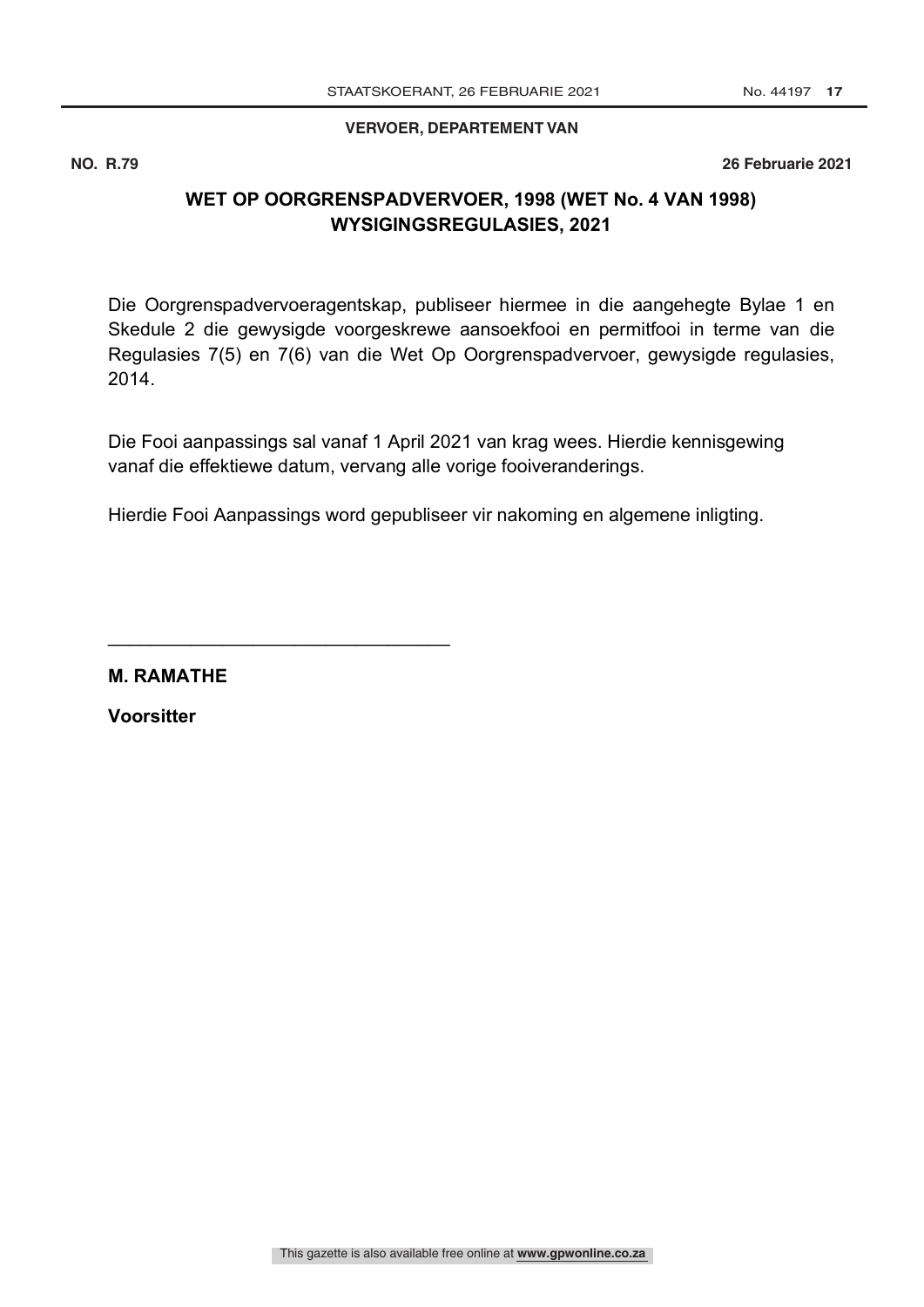**VERVOER, DEPARTEMENT VAN**

**NO. R.79** **26 Februarie 2021**

## WET OP OORGRENSPADVERVOER, 1998 (WET No. 4 VAN 1998) WYSIGINGSREGULASIES, 2021

Die Oorgrenspadvervoeragentskap, publiseer hiermee in die aangehegte Bylae 1 en Skedule 2 die gewysigde voorgeskrewe aansoekfooi en permitfooi in terme van die Regulasies 7(5) en 7(6) van die Wet Op Oorgrenspadvervoer, gewysigde regulasies, 2014.

Die Fooi aanpassings sal vanaf 1 April 2021 van krag wees. Hierdie kennisgewing vanaf die effektiewe datum, vervang alle vorige fooiveranderings.

Hierdie Fooi Aanpassings word gepubliseer vir nakoming en algemene inligting.

\_\_\_\_\_\_\_\_\_\_\_\_\_\_\_\_\_\_\_\_\_\_\_\_\_\_\_\_\_\_\_\_\_\_

**M. RAMATHE**

**Voorsitter**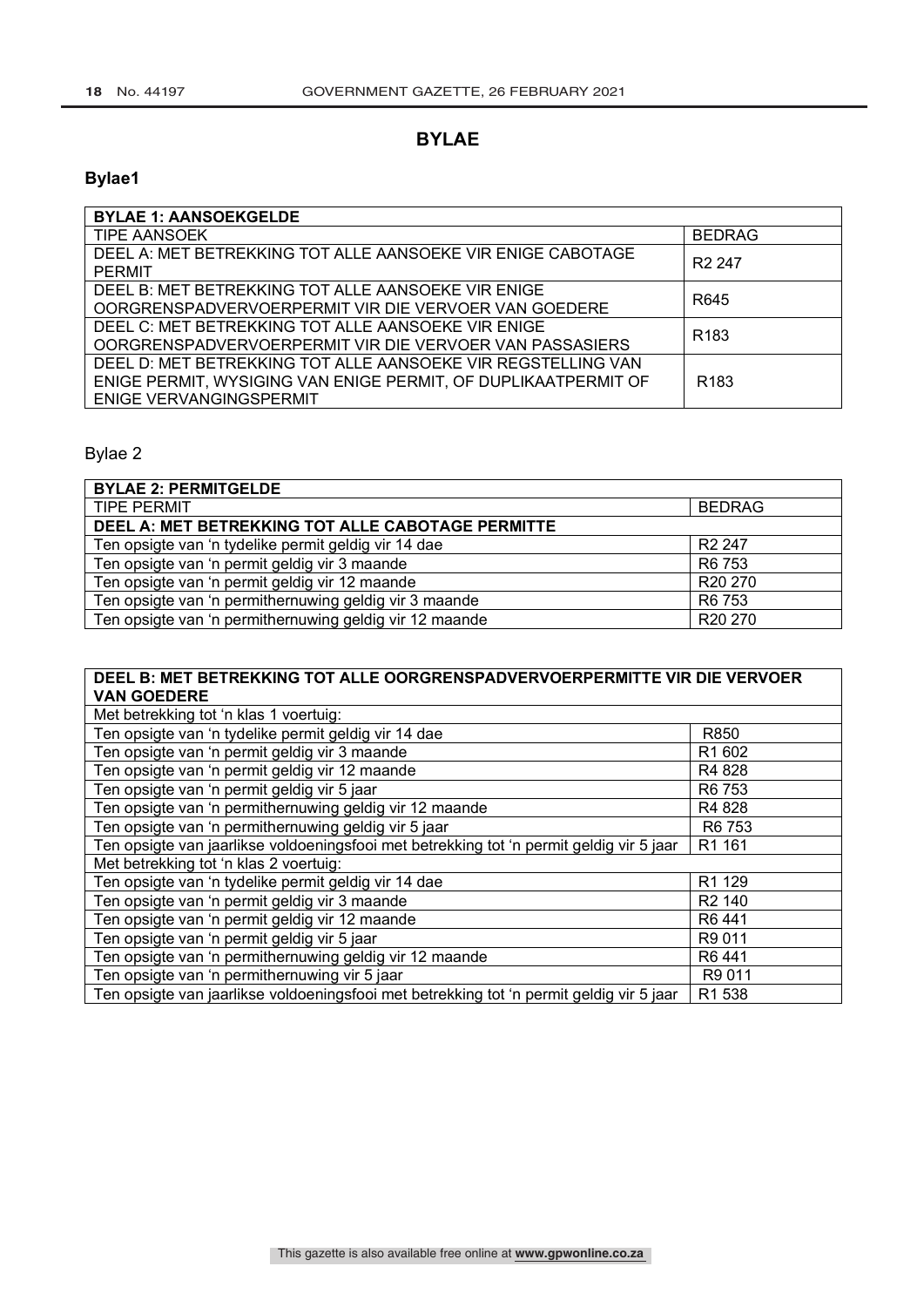# BYLAE

## Bylae1

| BYLAE 1: AANSOEKGELDE | |
|---|---|
| TIPE AANSOEK | BEDRAG |
| DEEL A: MET BETREKKING TOT ALLE AANSOEKE VIR ENIGE CABOTAGE PERMIT | R2 247 |
| DEEL B: MET BETREKKING TOT ALLE AANSOEKE VIR ENIGE OORGRENSPADVERVOERPERMIT VIR DIE VERVOER VAN GOEDERE | R645 |
| DEEL C: MET BETREKKING TOT ALLE AANSOEKE VIR ENIGE OORGRENSPADVERVOERPERMIT VIR DIE VERVOER VAN PASSASIERS | R183 |
| DEEL D: MET BETREKKING TOT ALLE AANSOEKE VIR REGSTELLING VAN ENIGE PERMIT, WYSIGING VAN ENIGE PERMIT, OF DUPLIKAATPERMIT OF ENIGE VERVANGINGSPERMIT | R183 |

Bylae 2

| BYLAE 2: PERMITGELDE | |
|---|---|
| TIPE PERMIT | BEDRAG |
| **DEEL A: MET BETREKKING TOT ALLE CABOTAGE PERMITTE** | |
| Ten opsigte van 'n tydelike permit geldig vir 14 dae | R2 247 |
| Ten opsigte van 'n permit geldig vir 3 maande | R6 753 |
| Ten opsigte van 'n permit geldig vir 12 maande | R20 270 |
| Ten opsigte van 'n permithernuwing geldig vir 3 maande | R6 753 |
| Ten opsigte van 'n permithernuwing geldig vir 12 maande | R20 270 |

| DEEL B: MET BETREKKING TOT ALLE OORGRENSPADVERVOERPERMITTE VIR DIE VERVOER VAN GOEDERE | |
|---|---|
| Met betrekking tot 'n klas 1 voertuig: | |
| Ten opsigte van 'n tydelike permit geldig vir 14 dae | R850 |
| Ten opsigte van 'n permit geldig vir 3 maande | R1 602 |
| Ten opsigte van 'n permit geldig vir 12 maande | R4 828 |
| Ten opsigte van 'n permit geldig vir 5 jaar | R6 753 |
| Ten opsigte van 'n permithernuwing geldig vir 12 maande | R4 828 |
| Ten opsigte van 'n permithernuwing geldig vir 5 jaar | R6 753 |
| Ten opsigte van jaarlikse voldoeningsfooi met betrekking tot 'n permit geldig vir 5 jaar | R1 161 |
| Met betrekking tot 'n klas 2 voertuig: | |
| Ten opsigte van 'n tydelike permit geldig vir 14 dae | R1 129 |
| Ten opsigte van 'n permit geldig vir 3 maande | R2 140 |
| Ten opsigte van 'n permit geldig vir 12 maande | R6 441 |
| Ten opsigte van 'n permit geldig vir 5 jaar | R9 011 |
| Ten opsigte van 'n permithernuwing geldig vir 12 maande | R6 441 |
| Ten opsigte van 'n permithernuwing vir 5 jaar | R9 011 |
| Ten opsigte van jaarlikse voldoeningsfooi met betrekking tot 'n permit geldig vir 5 jaar | R1 538 |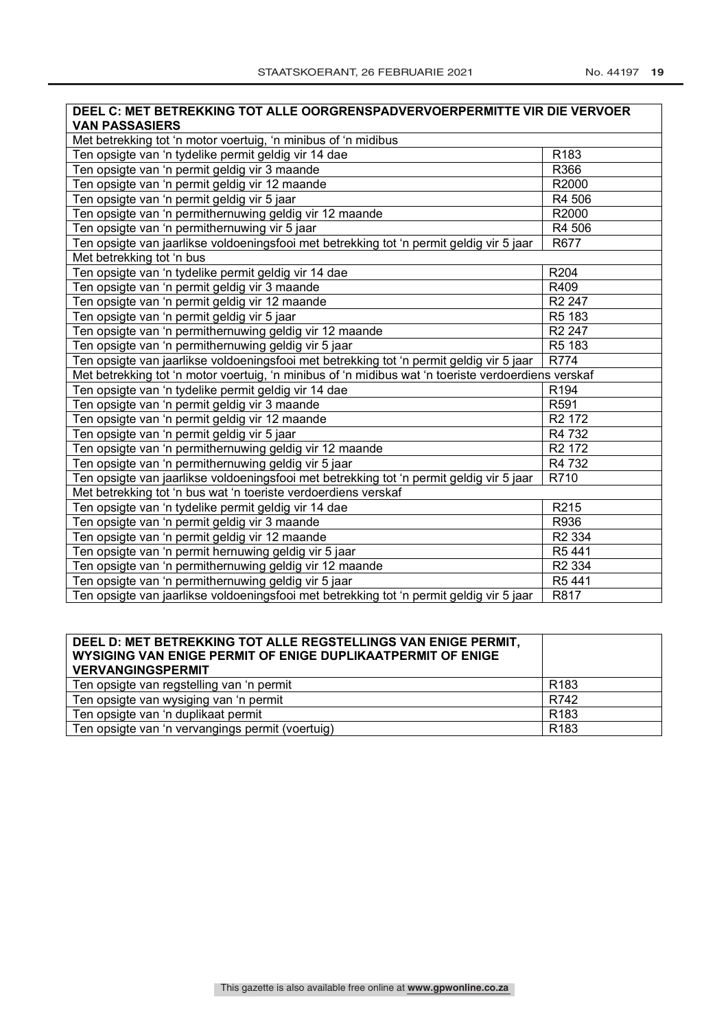| DEEL C: MET BETREKKING TOT ALLE OORGRENSPADVERVOERPERMITTE VIR DIE VERVOER VAN PASSASIERS | |
|---|---|
| Met betrekking tot 'n motor voertuig, 'n minibus of 'n midibus | |
| Ten opsigte van 'n tydelike permit geldig vir 14 dae | R183 |
| Ten opsigte van 'n permit geldig vir 3 maande | R366 |
| Ten opsigte van 'n permit geldig vir 12 maande | R2000 |
| Ten opsigte van 'n permit geldig vir 5 jaar | R4 506 |
| Ten opsigte van 'n permithernuwing geldig vir 12 maande | R2000 |
| Ten opsigte van 'n permithernuwing vir 5 jaar | R4 506 |
| Ten opsigte van jaarlikse voldoeningsfooi met betrekking tot 'n permit geldig vir 5 jaar | R677 |
| Met betrekking tot 'n bus | |
| Ten opsigte van 'n tydelike permit geldig vir 14 dae | R204 |
| Ten opsigte van 'n permit geldig vir 3 maande | R409 |
| Ten opsigte van 'n permit geldig vir 12 maande | R2 247 |
| Ten opsigte van 'n permit geldig vir 5 jaar | R5 183 |
| Ten opsigte van 'n permithernuwing geldig vir 12 maande | R2 247 |
| Ten opsigte van 'n permithernuwing geldig vir 5 jaar | R5 183 |
| Ten opsigte van jaarlikse voldoeningsfooi met betrekking tot 'n permit geldig vir 5 jaar | R774 |
| Met betrekking tot 'n motor voertuig, 'n minibus of 'n midibus wat 'n toeriste verdoerdiens verskaf | |
| Ten opsigte van 'n tydelike permit geldig vir 14 dae | R194 |
| Ten opsigte van 'n permit geldig vir 3 maande | R591 |
| Ten opsigte van 'n permit geldig vir 12 maande | R2 172 |
| Ten opsigte van 'n permit geldig vir 5 jaar | R4 732 |
| Ten opsigte van 'n permithernuwing geldig vir 12 maande | R2 172 |
| Ten opsigte van 'n permithernuwing geldig vir 5 jaar | R4 732 |
| Ten opsigte van jaarlikse voldoeningsfooi met betrekking tot 'n permit geldig vir 5 jaar | R710 |
| Met betrekking tot 'n bus wat 'n toeriste verdoerdiens verskaf | |
| Ten opsigte van 'n tydelike permit geldig vir 14 dae | R215 |
| Ten opsigte van 'n permit geldig vir 3 maande | R936 |
| Ten opsigte van 'n permit geldig vir 12 maande | R2 334 |
| Ten opsigte van 'n permit hernuwing geldig vir 5 jaar | R5 441 |
| Ten opsigte van 'n permithernuwing geldig vir 12 maande | R2 334 |
| Ten opsigte van 'n permithernuwing geldig vir 5 jaar | R5 441 |
| Ten opsigte van jaarlikse voldoeningsfooi met betrekking tot 'n permit geldig vir 5 jaar | R817 |

| DEEL D: MET BETREKKING TOT ALLE REGSTELLINGS VAN ENIGE PERMIT, WYSIGING VAN ENIGE PERMIT OF ENIGE DUPLIKAATPERMIT OF ENIGE VERVANGINGSPERMIT | |
|---|---|
| Ten opsigte van regstelling van 'n permit | R183 |
| Ten opsigte van wysiging van 'n permit | R742 |
| Ten opsigte van 'n duplikaat permit | R183 |
| Ten opsigte van 'n vervangings permit (voertuig) | R183 |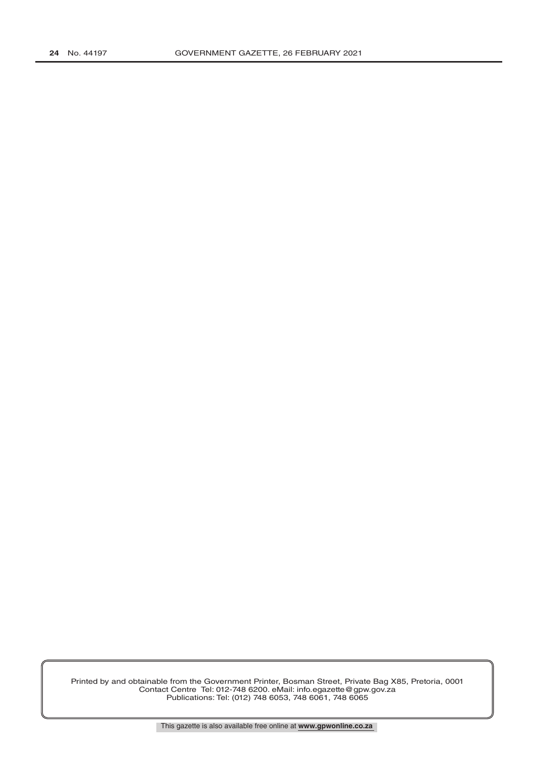Printed by and obtainable from the Government Printer, Bosman Street, Private Bag X85, Pretoria, 0001
Contact Centre Tel: 012-748 6200. eMail: info.egazette@gpw.gov.za
Publications: Tel: (012) 748 6053, 748 6061, 748 6065

This gazette is also available free online at **www.gpwonline.co.za**